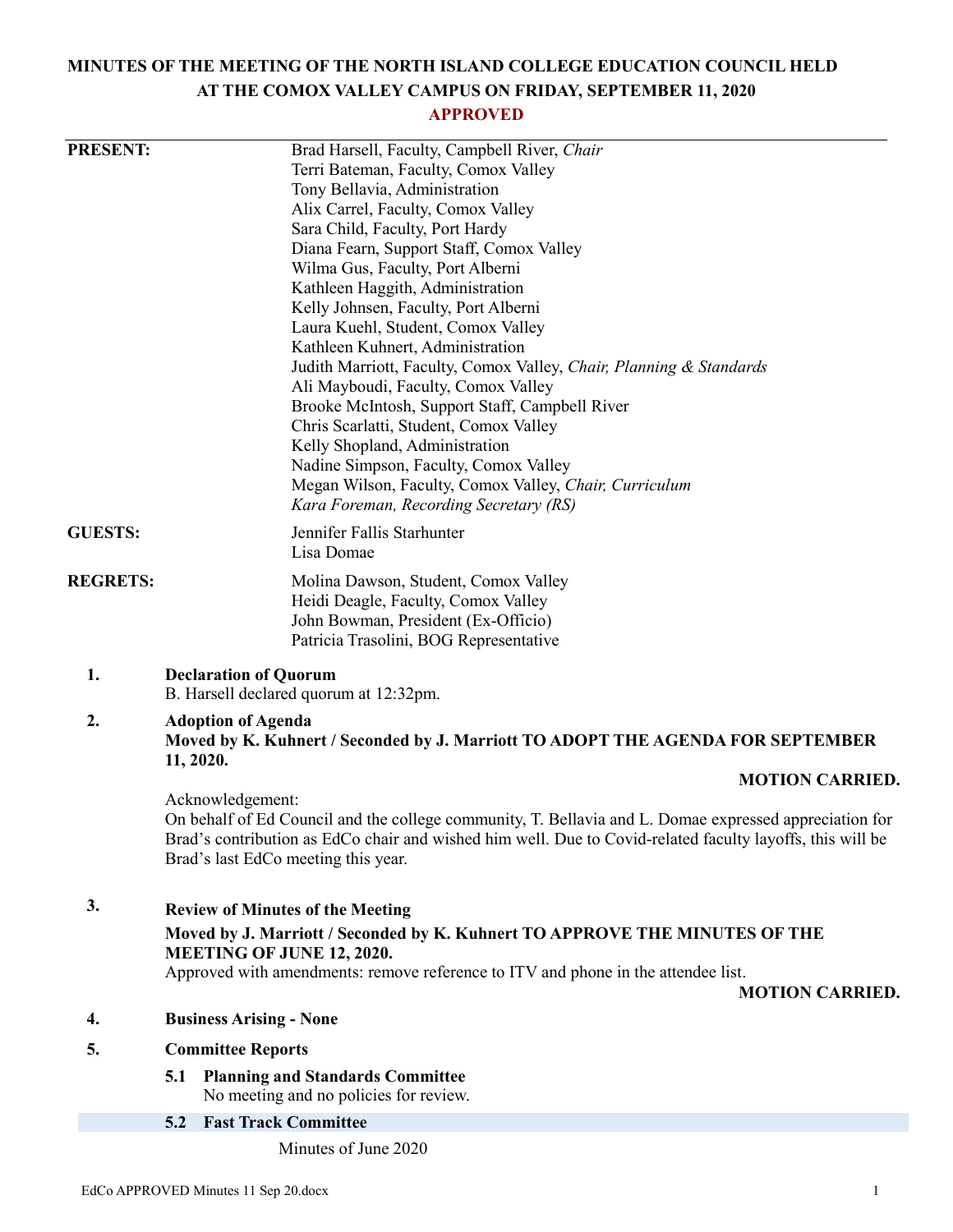# MINUTES OF THE MEETING OF THE NORTH ISLAND COLLEGE EDUCATION COUNCIL HELD AT THE COMOX VALLEY CAMPUS ON FRIDAY, SEPTEMBER 11, 2020

**APPROVED**

---

**PRESENT:**

Brad Harsell, Faculty, Campbell River, *Chair*
Terri Bateman, Faculty, Comox Valley
Tony Bellavia, Administration
Alix Carrel, Faculty, Comox Valley
Sara Child, Faculty, Port Hardy
Diana Fearn, Support Staff, Comox Valley
Wilma Gus, Faculty, Port Alberni
Kathleen Haggith, Administration
Kelly Johnsen, Faculty, Port Alberni
Laura Kuehl, Student, Comox Valley
Kathleen Kuhnert, Administration
Judith Marriott, Faculty, Comox Valley, *Chair, Planning & Standards*
Ali Mayboudi, Faculty, Comox Valley
Brooke McIntosh, Support Staff, Campbell River
Chris Scarlatti, Student, Comox Valley
Kelly Shopland, Administration
Nadine Simpson, Faculty, Comox Valley
Megan Wilson, Faculty, Comox Valley, *Chair, Curriculum*
*Kara Foreman, Recording Secretary (RS)*

**GUESTS:**

Jennifer Fallis Starhunter
Lisa Domae

**REGRETS:**

Molina Dawson, Student, Comox Valley
Heidi Deagle, Faculty, Comox Valley
John Bowman, President (Ex-Officio)
Patricia Trasolini, BOG Representative

**1. Declaration of Quorum**

B. Harsell declared quorum at 12:32pm.

**2. Adoption of Agenda**

**Moved by K. Kuhnert / Seconded by J. Marriott TO ADOPT THE AGENDA FOR SEPTEMBER 11, 2020.**

**MOTION CARRIED.**

Acknowledgement:
On behalf of Ed Council and the college community, T. Bellavia and L. Domae expressed appreciation for Brad's contribution as EdCo chair and wished him well. Due to Covid-related faculty layoffs, this will be Brad's last EdCo meeting this year.

**3. Review of Minutes of the Meeting**

**Moved by J. Marriott / Seconded by K. Kuhnert TO APPROVE THE MINUTES OF THE MEETING OF JUNE 12, 2020.**

Approved with amendments: remove reference to ITV and phone in the attendee list.

**MOTION CARRIED.**

**4. Business Arising - None**

**5. Committee Reports**

**5.1 Planning and Standards Committee**

No meeting and no policies for review.

**5.2 Fast Track Committee**

Minutes of June 2020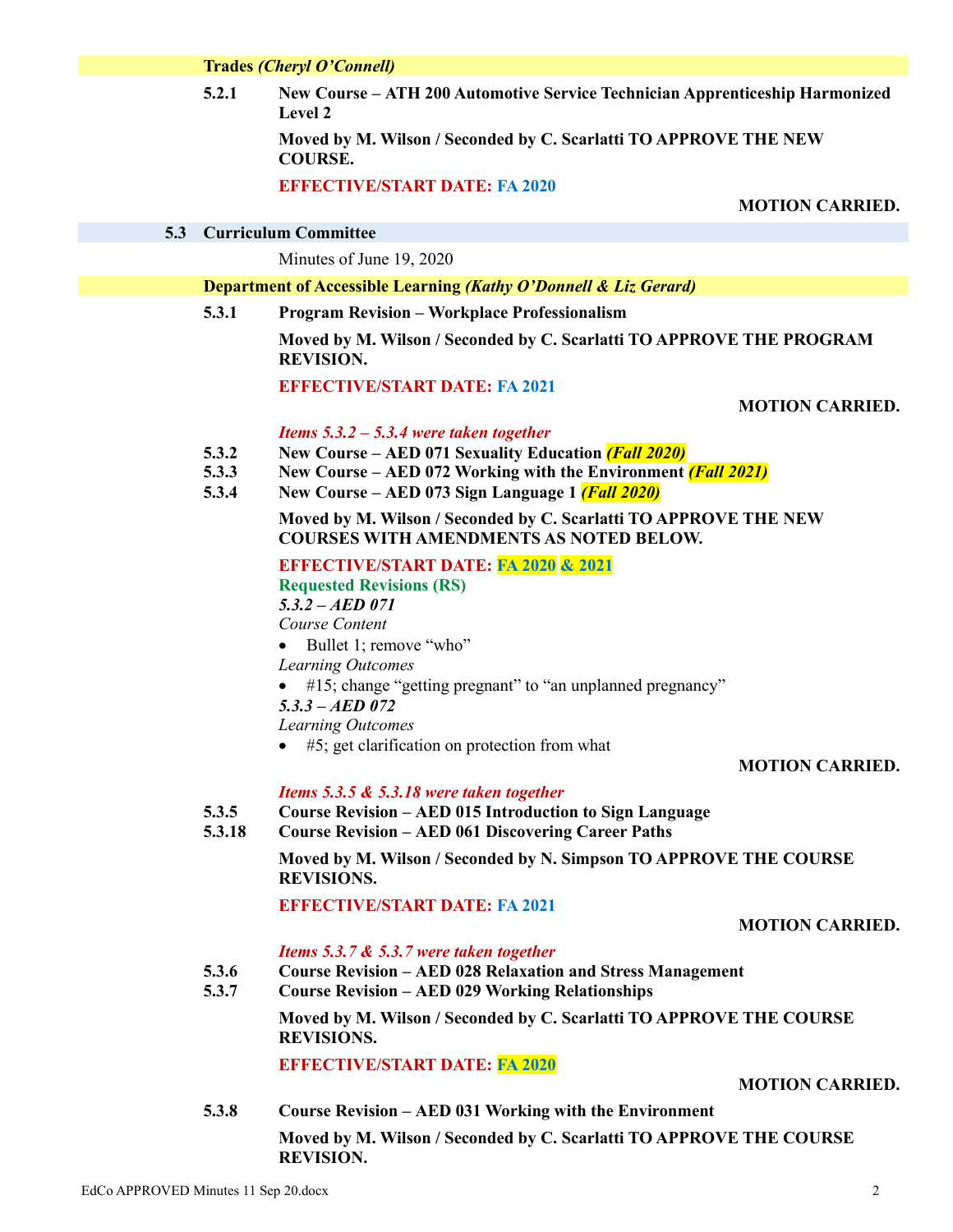**Trades *(Cheryl O'Connell)***

**5.2.1 New Course – ATH 200 Automotive Service Technician Apprenticeship Harmonized Level 2**

**Moved by M. Wilson / Seconded by C. Scarlatti TO APPROVE THE NEW COURSE.**

**EFFECTIVE/START DATE: FA 2020**

**MOTION CARRIED.**

**5.3 Curriculum Committee**

Minutes of June 19, 2020

**Department of Accessible Learning *(Kathy O'Donnell & Liz Gerard)***

**5.3.1 Program Revision – Workplace Professionalism**

**Moved by M. Wilson / Seconded by C. Scarlatti TO APPROVE THE PROGRAM REVISION.**

**EFFECTIVE/START DATE: FA 2021**

**MOTION CARRIED.**

***Items 5.3.2 – 5.3.4 were taken together***

**5.3.2 New Course – AED 071 Sexuality Education *(Fall 2020)***
**5.3.3 New Course – AED 072 Working with the Environment *(Fall 2021)***
**5.3.4 New Course – AED 073 Sign Language 1 *(Fall 2020)***

**Moved by M. Wilson / Seconded by C. Scarlatti TO APPROVE THE NEW COURSES WITH AMENDMENTS AS NOTED BELOW.**

**EFFECTIVE/START DATE: FA 2020 & 2021**

**Requested Revisions (RS)**

***5.3.2 – AED 071***

*Course Content*

- Bullet 1; remove "who"

*Learning Outcomes*

- #15; change "getting pregnant" to "an unplanned pregnancy"

***5.3.3 – AED 072***

*Learning Outcomes*

- #5; get clarification on protection from what

**MOTION CARRIED.**

***Items 5.3.5 & 5.3.18 were taken together***

**5.3.5 Course Revision – AED 015 Introduction to Sign Language**
**5.3.18 Course Revision – AED 061 Discovering Career Paths**

**Moved by M. Wilson / Seconded by N. Simpson TO APPROVE THE COURSE REVISIONS.**

**EFFECTIVE/START DATE: FA 2021**

**MOTION CARRIED.**

***Items 5.3.7 & 5.3.7 were taken together***

**5.3.6 Course Revision – AED 028 Relaxation and Stress Management**
**5.3.7 Course Revision – AED 029 Working Relationships**

**Moved by M. Wilson / Seconded by C. Scarlatti TO APPROVE THE COURSE REVISIONS.**

**EFFECTIVE/START DATE: FA 2020**

**MOTION CARRIED.**

**5.3.8 Course Revision – AED 031 Working with the Environment**

**Moved by M. Wilson / Seconded by C. Scarlatti TO APPROVE THE COURSE REVISION.**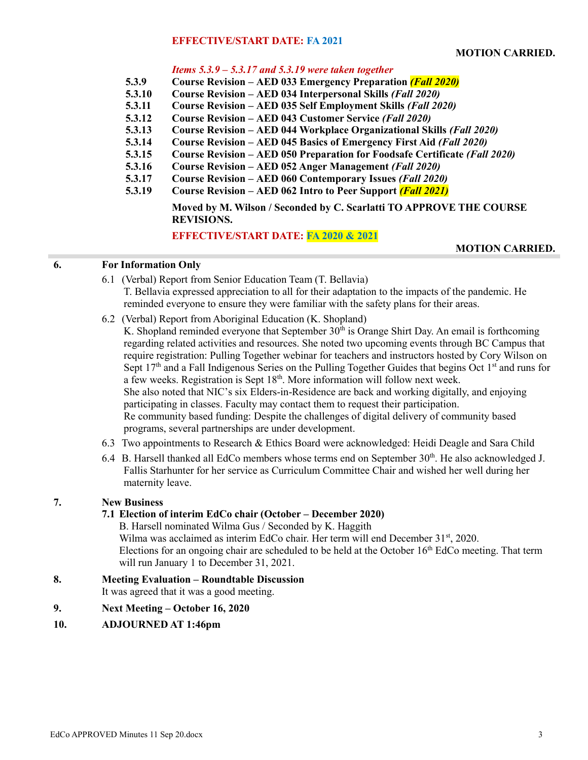**EFFECTIVE/START DATE: FA 2021**

**MOTION CARRIED.**

*Items 5.3.9 – 5.3.17 and 5.3.19 were taken together*

**5.3.9 Course Revision – AED 033 Emergency Preparation *(Fall 2020)***
**5.3.10 Course Revision – AED 034 Interpersonal Skills *(Fall 2020)***
**5.3.11 Course Revision – AED 035 Self Employment Skills *(Fall 2020)***
**5.3.12 Course Revision – AED 043 Customer Service *(Fall 2020)***
**5.3.13 Course Revision – AED 044 Workplace Organizational Skills *(Fall 2020)***
**5.3.14 Course Revision – AED 045 Basics of Emergency First Aid *(Fall 2020)***
**5.3.15 Course Revision – AED 050 Preparation for Foodsafe Certificate *(Fall 2020)***
**5.3.16 Course Revision – AED 052 Anger Management *(Fall 2020)***
**5.3.17 Course Revision – AED 060 Contemporary Issues *(Fall 2020)***
**5.3.19 Course Revision – AED 062 Intro to Peer Support *(Fall 2021)***

**Moved by M. Wilson / Seconded by C. Scarlatti TO APPROVE THE COURSE REVISIONS.**

**EFFECTIVE/START DATE: FA 2020 & 2021**

**MOTION CARRIED.**

## 6. For Information Only

6.1 (Verbal) Report from Senior Education Team (T. Bellavia)
T. Bellavia expressed appreciation to all for their adaptation to the impacts of the pandemic. He reminded everyone to ensure they were familiar with the safety plans for their areas.

6.2 (Verbal) Report from Aboriginal Education (K. Shopland)
K. Shopland reminded everyone that September 30th is Orange Shirt Day. An email is forthcoming regarding related activities and resources. She noted two upcoming events through BC Campus that require registration: Pulling Together webinar for teachers and instructors hosted by Cory Wilson on Sept 17th and a Fall Indigenous Series on the Pulling Together Guides that begins Oct 1st and runs for a few weeks. Registration is Sept 18th. More information will follow next week.
She also noted that NIC's six Elders-in-Residence are back and working digitally, and enjoying participating in classes. Faculty may contact them to request their participation.
Re community based funding: Despite the challenges of digital delivery of community based programs, several partnerships are under development.

6.3 Two appointments to Research & Ethics Board were acknowledged: Heidi Deagle and Sara Child

6.4 B. Harsell thanked all EdCo members whose terms end on September 30th. He also acknowledged J. Fallis Starhunter for her service as Curriculum Committee Chair and wished her well during her maternity leave.

## 7. New Business

**7.1 Election of interim EdCo chair (October – December 2020)**
B. Harsell nominated Wilma Gus / Seconded by K. Haggith
Wilma was acclaimed as interim EdCo chair. Her term will end December 31st, 2020.
Elections for an ongoing chair are scheduled to be held at the October 16th EdCo meeting. That term will run January 1 to December 31, 2021.

## 8. Meeting Evaluation – Roundtable Discussion

It was agreed that it was a good meeting.

## 9. Next Meeting – October 16, 2020

## 10. ADJOURNED AT 1:46pm